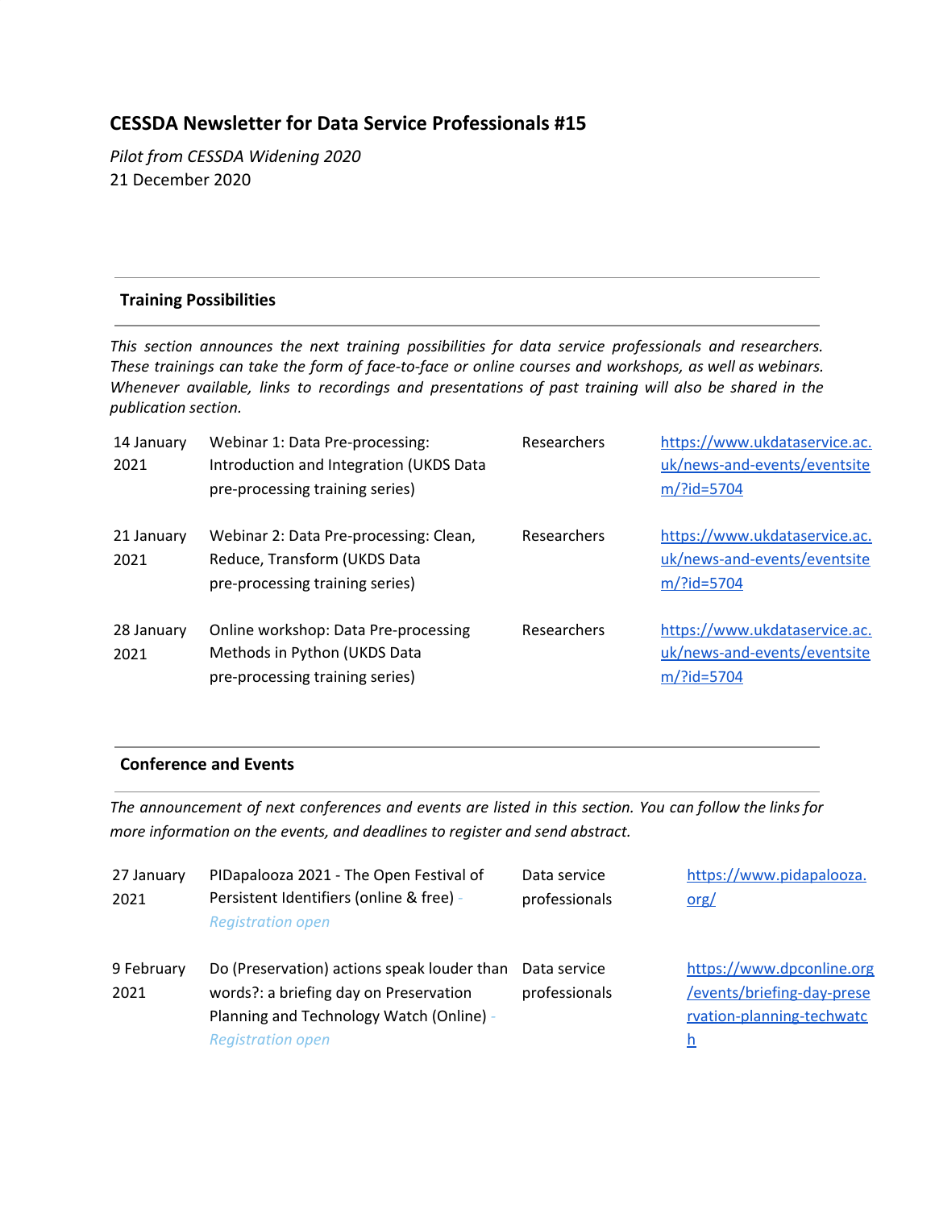# CESSDA Newsletter for Data Service Professionals #15

*Pilot from CESSDA Widening 2020*
21 December 2020

## Training Possibilities

*This section announces the next training possibilities for data service professionals and researchers. These trainings can take the form of face-to-face or online courses and workshops, as well as webinars. Whenever available, links to recordings and presentations of past training will also be shared in the publication section.*

| | | | |
|---|---|---|---|
| 14 January 2021 | Webinar 1: Data Pre-processing: Introduction and Integration (UKDS Data pre-processing training series) | Researchers | https://www.ukdataservice.ac.uk/news-and-events/eventsitem/?id=5704 |
| 21 January 2021 | Webinar 2: Data Pre-processing: Clean, Reduce, Transform (UKDS Data pre-processing training series) | Researchers | https://www.ukdataservice.ac.uk/news-and-events/eventsitem/?id=5704 |
| 28 January 2021 | Online workshop: Data Pre-processing Methods in Python (UKDS Data pre-processing training series) | Researchers | https://www.ukdataservice.ac.uk/news-and-events/eventsitem/?id=5704 |

## Conference and Events

*The announcement of next conferences and events are listed in this section. You can follow the links for more information on the events, and deadlines to register and send abstract.*

| | | | |
|---|---|---|---|
| 27 January 2021 | PIDapalooza 2021 - The Open Festival of Persistent Identifiers (online & free) - *Registration open* | Data service professionals | https://www.pidapalooza.org/ |
| 9 February 2021 | Do (Preservation) actions speak louder than words?: a briefing day on Preservation Planning and Technology Watch (Online) - *Registration open* | Data service professionals | https://www.dpconline.org/events/briefing-day-preservation-planning-techwatch |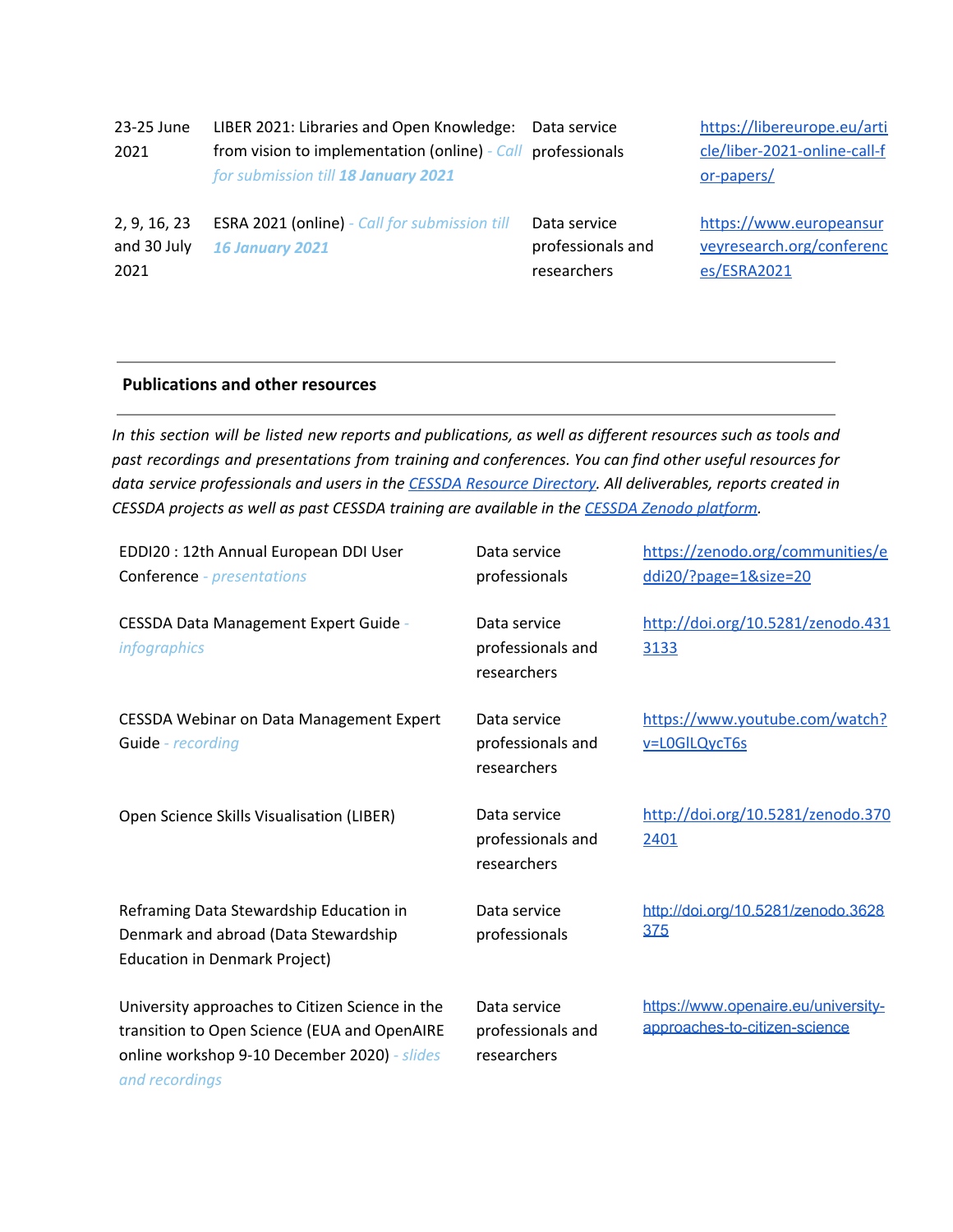| | | | |
|---|---|---|---|
| 23-25 June 2021 | LIBER 2021: Libraries and Open Knowledge: from vision to implementation (online) *- Call for submission till **18 January 2021*** | Data service professionals | [https://libereurope.eu/article/liber-2021-online-call-for-papers/](https://libereurope.eu/article/liber-2021-online-call-for-papers/) |
| 2, 9, 16, 23 and 30 July 2021 | ESRA 2021 (online) *- Call for submission till **16 January 2021*** | Data service professionals and researchers | [https://www.europeansurveyresearch.org/conferences/ESRA2021](https://www.europeansurveyresearch.org/conferences/ESRA2021) |

## Publications and other resources

*In this section will be listed new reports and publications, as well as different resources such as tools and past recordings and presentations from training and conferences. You can find other useful resources for data service professionals and users in the [CESSDA Resource Directory](). All deliverables, reports created in CESSDA projects as well as past CESSDA training are available in the [CESSDA Zenodo platform]().*

| | | |
|---|---|---|
| EDDI20 : 12th Annual European DDI User Conference *- presentations* | Data service professionals | [https://zenodo.org/communities/eddi20/?page=1&size=20](https://zenodo.org/communities/eddi20/?page=1&size=20) |
| CESSDA Data Management Expert Guide *- infographics* | Data service professionals and researchers | [http://doi.org/10.5281/zenodo.4313133](http://doi.org/10.5281/zenodo.4313133) |
| CESSDA Webinar on Data Management Expert Guide *- recording* | Data service professionals and researchers | [https://www.youtube.com/watch?v=L0GlLQycT6s](https://www.youtube.com/watch?v=L0GlLQycT6s) |
| Open Science Skills Visualisation (LIBER) | Data service professionals and researchers | [http://doi.org/10.5281/zenodo.3702401](http://doi.org/10.5281/zenodo.3702401) |
| Reframing Data Stewardship Education in Denmark and abroad (Data Stewardship Education in Denmark Project) | Data service professionals | [http://doi.org/10.5281/zenodo.3628375](http://doi.org/10.5281/zenodo.3628375) |
| University approaches to Citizen Science in the transition to Open Science (EUA and OpenAIRE online workshop 9-10 December 2020) *- slides and recordings* | Data service professionals and researchers | [https://www.openaire.eu/university-approaches-to-citizen-science](https://www.openaire.eu/university-approaches-to-citizen-science) |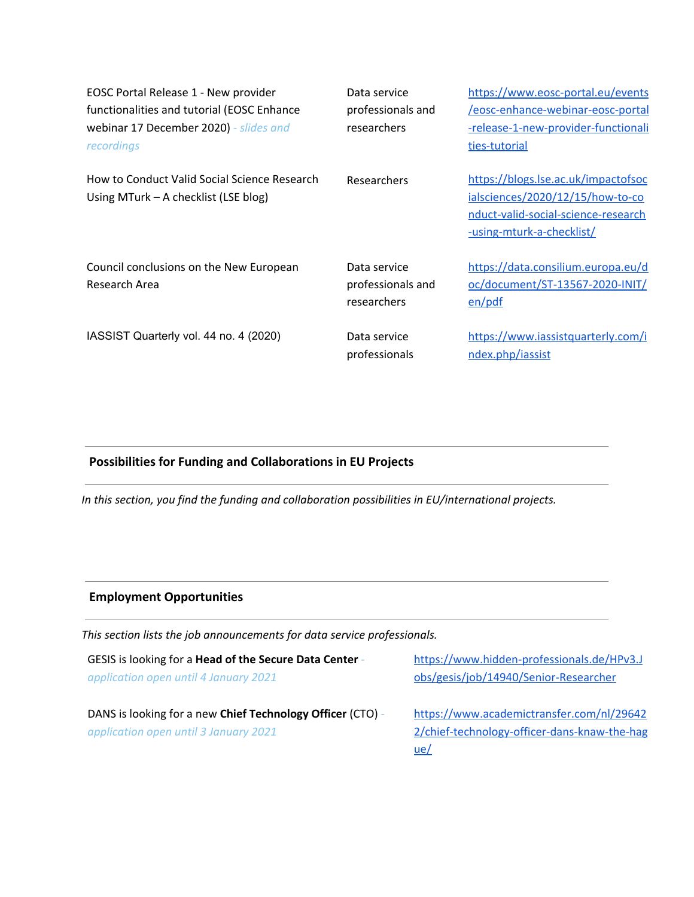| | | |
|---|---|---|
| EOSC Portal Release 1 - New provider functionalities and tutorial (EOSC Enhance webinar 17 December 2020) *- slides and recordings* | Data service professionals and researchers | https://www.eosc-portal.eu/events/eosc-enhance-webinar-eosc-portal-release-1-new-provider-functionalities-tutorial |
| How to Conduct Valid Social Science Research Using MTurk – A checklist (LSE blog) | Researchers | https://blogs.lse.ac.uk/impactofsocialsciences/2020/12/15/how-to-conduct-valid-social-science-research-using-mturk-a-checklist/ |
| Council conclusions on the New European Research Area | Data service professionals and researchers | https://data.consilium.europa.eu/doc/document/ST-13567-2020-INIT/en/pdf |
| IASSIST Quarterly vol. 44 no. 4 (2020) | Data service professionals | https://www.iassistquarterly.com/index.php/iassist |

## Possibilities for Funding and Collaborations in EU Projects

*In this section, you find the funding and collaboration possibilities in EU/international projects.*

## Employment Opportunities

*This section lists the job announcements for data service professionals.*

| | |
|---|---|
| GESIS is looking for a **Head of the Secure Data Center** *- application open until 4 January 2021* | https://www.hidden-professionals.de/HPv3.Jobs/gesis/job/14940/Senior-Researcher |
| DANS is looking for a new **Chief Technology Officer** (CTO) *- application open until 3 January 2021* | https://www.academictransfer.com/nl/296422/chief-technology-officer-dans-knaw-the-hague/ |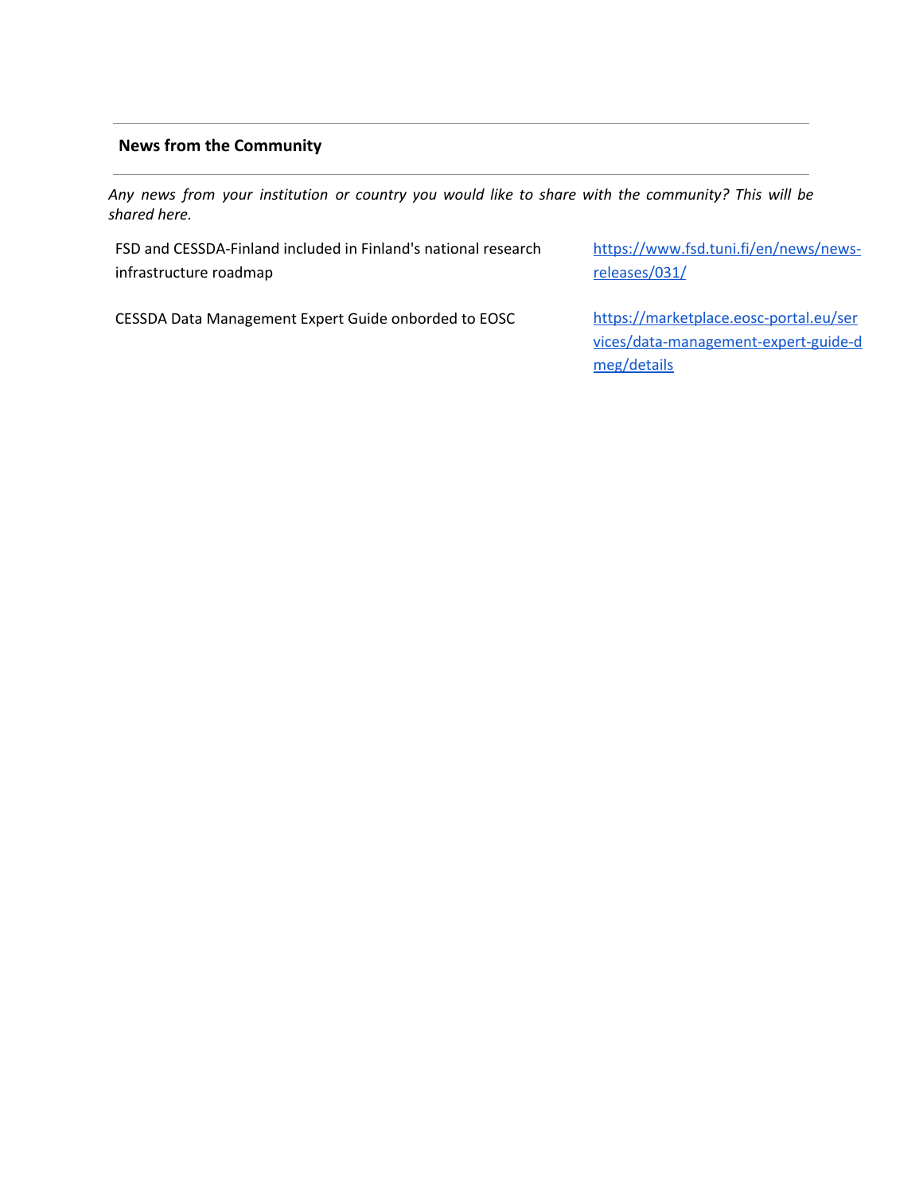## News from the Community

*Any news from your institution or country you would like to share with the community? This will be shared here.*

| | |
|---|---|
| FSD and CESSDA-Finland included in Finland's national research infrastructure roadmap | https://www.fsd.tuni.fi/en/news/news-releases/031/ |
| CESSDA Data Management Expert Guide onborded to EOSC | https://marketplace.eosc-portal.eu/services/data-management-expert-guide-dmeg/details |